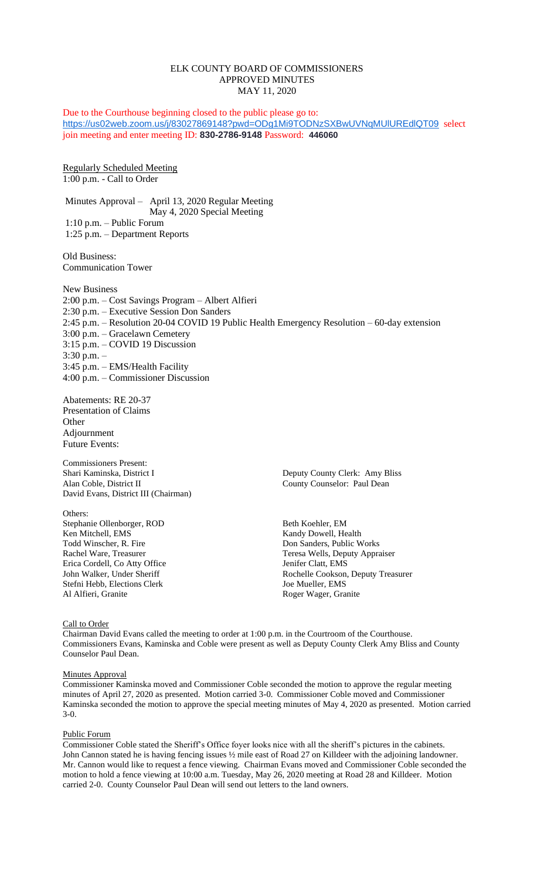# ELK COUNTY BOARD OF COMMISSIONERS
## APPROVED MINUTES
## MAY 11, 2020

Due to the Courthouse beginning closed to the public please go to: https://us02web.zoom.us/j/83027869148?pwd=ODg1Mi9TODNzSXBwUVNqMUlUREdlQT09 select join meeting and enter meeting ID: **830-2786-9148** Password: **446060**

Regularly Scheduled Meeting
1:00 p.m. - Call to Order

Minutes Approval – April 13, 2020 Regular Meeting
May 4, 2020 Special Meeting
1:10 p.m. – Public Forum
1:25 p.m. – Department Reports

Old Business:
Communication Tower

New Business
2:00 p.m. – Cost Savings Program – Albert Alfieri
2:30 p.m. – Executive Session Don Sanders
2:45 p.m. – Resolution 20-04 COVID 19 Public Health Emergency Resolution – 60-day extension
3:00 p.m. – Gracelawn Cemetery
3:15 p.m. – COVID 19 Discussion
3:30 p.m. –
3:45 p.m. – EMS/Health Facility
4:00 p.m. – Commissioner Discussion

Abatements: RE 20-37
Presentation of Claims
Other
Adjournment
Future Events:

Commissioners Present:
Shari Kaminska, District I
Alan Coble, District II
David Evans, District III (Chairman)

Deputy County Clerk: Amy Bliss
County Counselor: Paul Dean

Others:
Stephanie Ollenborger, ROD
Ken Mitchell, EMS
Todd Winscher, R. Fire
Rachel Ware, Treasurer
Erica Cordell, Co Atty Office
John Walker, Under Sheriff
Stefni Hebb, Elections Clerk
Al Alfieri, Granite

Beth Koehler, EM
Kandy Dowell, Health
Don Sanders, Public Works
Teresa Wells, Deputy Appraiser
Jenifer Clatt, EMS
Rochelle Cookson, Deputy Treasurer
Joe Mueller, EMS
Roger Wager, Granite

Call to Order
Chairman David Evans called the meeting to order at 1:00 p.m. in the Courtroom of the Courthouse. Commissioners Evans, Kaminska and Coble were present as well as Deputy County Clerk Amy Bliss and County Counselor Paul Dean.

Minutes Approval
Commissioner Kaminska moved and Commissioner Coble seconded the motion to approve the regular meeting minutes of April 27, 2020 as presented. Motion carried 3-0. Commissioner Coble moved and Commissioner Kaminska seconded the motion to approve the special meeting minutes of May 4, 2020 as presented. Motion carried 3-0.

Public Forum
Commissioner Coble stated the Sheriff's Office foyer looks nice with all the sheriff's pictures in the cabinets. John Cannon stated he is having fencing issues ½ mile east of Road 27 on Killdeer with the adjoining landowner. Mr. Cannon would like to request a fence viewing. Chairman Evans moved and Commissioner Coble seconded the motion to hold a fence viewing at 10:00 a.m. Tuesday, May 26, 2020 meeting at Road 28 and Killdeer. Motion carried 2-0. County Counselor Paul Dean will send out letters to the land owners.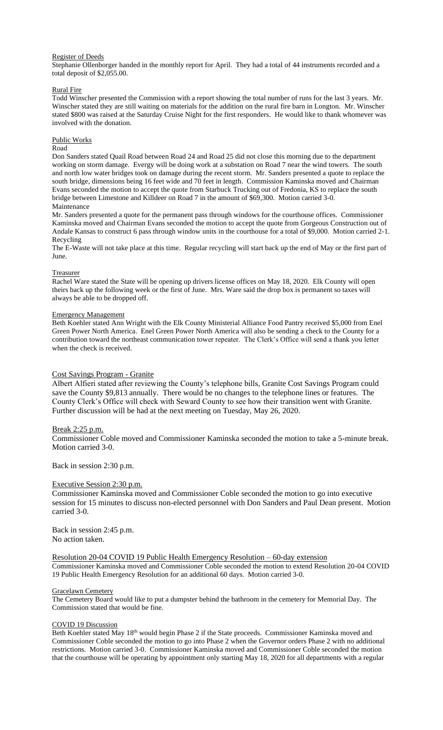Register of Deeds

Stephanie Ollenborger handed in the monthly report for April. They had a total of 44 instruments recorded and a total deposit of $2,055.00.

Rural Fire

Todd Winscher presented the Commission with a report showing the total number of runs for the last 3 years. Mr. Winscher stated they are still waiting on materials for the addition on the rural fire barn in Longton. Mr. Winscher stated $800 was raised at the Saturday Cruise Night for the first responders. He would like to thank whomever was involved with the donation.

Public Works

Road

Don Sanders stated Quail Road between Road 24 and Road 25 did not close this morning due to the department working on storm damage. Evergy will be doing work at a substation on Road 7 near the wind towers. The south and north low water bridges took on damage during the recent storm. Mr. Sanders presented a quote to replace the south bridge, dimensions being 16 feet wide and 70 feet in length. Commission Kaminska moved and Chairman Evans seconded the motion to accept the quote from Starbuck Trucking out of Fredonia, KS to replace the south bridge between Limestone and Killdeer on Road 7 in the amount of $69,300. Motion carried 3-0.

Maintenance

Mr. Sanders presented a quote for the permanent pass through windows for the courthouse offices. Commissioner Kaminska moved and Chairman Evans seconded the motion to accept the quote from Gorgeous Construction out of Andale Kansas to construct 6 pass through window units in the courthouse for a total of $9,000. Motion carried 2-1.

Recycling

The E-Waste will not take place at this time. Regular recycling will start back up the end of May or the first part of June.

Treasurer

Rachel Ware stated the State will be opening up drivers license offices on May 18, 2020. Elk County will open theirs back up the following week or the first of June. Mrs. Ware said the drop box is permanent so taxes will always be able to be dropped off.

Emergency Management

Beth Koehler stated Ann Wright with the Elk County Ministerial Alliance Food Pantry received $5,000 from Enel Green Power North America. Enel Green Power North America will also be sending a check to the County for a contribution toward the northeast communication tower repeater. The Clerk's Office will send a thank you letter when the check is received.

Cost Savings Program - Granite

Albert Alfieri stated after reviewing the County's telephone bills, Granite Cost Savings Program could save the County $9,813 annually. There would be no changes to the telephone lines or features. The County Clerk's Office will check with Seward County to see how their transition went with Granite. Further discussion will be had at the next meeting on Tuesday, May 26, 2020.

Break 2:25 p.m.

Commissioner Coble moved and Commissioner Kaminska seconded the motion to take a 5-minute break. Motion carried 3-0.

Back in session 2:30 p.m.

Executive Session 2:30 p.m.

Commissioner Kaminska moved and Commissioner Coble seconded the motion to go into executive session for 15 minutes to discuss non-elected personnel with Don Sanders and Paul Dean present. Motion carried 3-0.

Back in session 2:45 p.m.
No action taken.

Resolution 20-04 COVID 19 Public Health Emergency Resolution – 60-day extension

Commissioner Kaminska moved and Commissioner Coble seconded the motion to extend Resolution 20-04 COVID 19 Public Health Emergency Resolution for an additional 60 days. Motion carried 3-0.

Gracelawn Cemetery

The Cemetery Board would like to put a dumpster behind the bathroom in the cemetery for Memorial Day. The Commission stated that would be fine.

COVID 19 Discussion

Beth Koehler stated May 18th would begin Phase 2 if the State proceeds. Commissioner Kaminska moved and Commissioner Coble seconded the motion to go into Phase 2 when the Governor orders Phase 2 with no additional restrictions. Motion carried 3-0. Commissioner Kaminska moved and Commissioner Coble seconded the motion that the courthouse will be operating by appointment only starting May 18, 2020 for all departments with a regular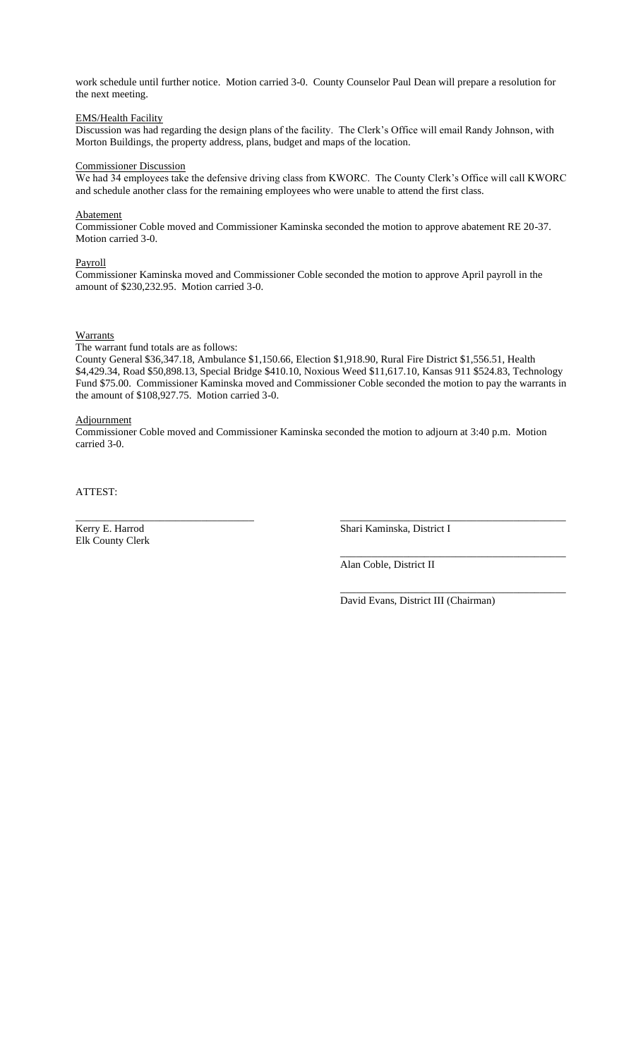work schedule until further notice. Motion carried 3-0. County Counselor Paul Dean will prepare a resolution for the next meeting.

<u>EMS/Health Facility</u>

Discussion was had regarding the design plans of the facility. The Clerk's Office will email Randy Johnson, with Morton Buildings, the property address, plans, budget and maps of the location.

<u>Commissioner Discussion</u>

We had 34 employees take the defensive driving class from KWORC. The County Clerk's Office will call KWORC and schedule another class for the remaining employees who were unable to attend the first class.

<u>Abatement</u>

Commissioner Coble moved and Commissioner Kaminska seconded the motion to approve abatement RE 20-37. Motion carried 3-0.

<u>Payroll</u>

Commissioner Kaminska moved and Commissioner Coble seconded the motion to approve April payroll in the amount of $230,232.95. Motion carried 3-0.

<u>Warrants</u>

The warrant fund totals are as follows:

County General $36,347.18, Ambulance $1,150.66, Election $1,918.90, Rural Fire District $1,556.51, Health $4,429.34, Road $50,898.13, Special Bridge $410.10, Noxious Weed $11,617.10, Kansas 911 $524.83, Technology Fund $75.00. Commissioner Kaminska moved and Commissioner Coble seconded the motion to pay the warrants in the amount of $108,927.75. Motion carried 3-0.

<u>Adjournment</u>

Commissioner Coble moved and Commissioner Kaminska seconded the motion to adjourn at 3:40 p.m. Motion carried 3-0.

ATTEST:

_______________________________
Kerry E. Harrod
Elk County Clerk

_______________________________
Shari Kaminska, District I

_______________________________
Alan Coble, District II

_______________________________
David Evans, District III (Chairman)